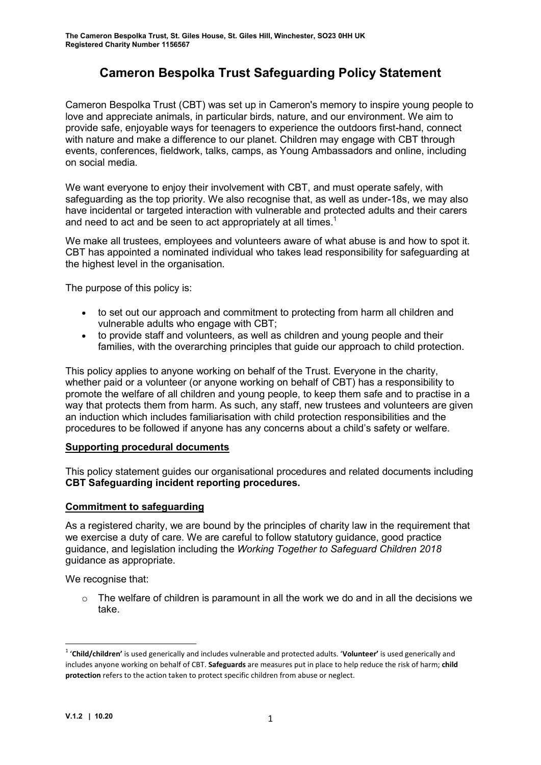**The Cameron Bespolka Trust, St. Giles House, St. Giles Hill, Winchester, SO23 0HH UK**
**Registered Charity Number 1156567**

# Cameron Bespolka Trust Safeguarding Policy Statement

Cameron Bespolka Trust (CBT) was set up in Cameron's memory to inspire young people to love and appreciate animals, in particular birds, nature, and our environment. We aim to provide safe, enjoyable ways for teenagers to experience the outdoors first-hand, connect with nature and make a difference to our planet. Children may engage with CBT through events, conferences, fieldwork, talks, camps, as Young Ambassadors and online, including on social media.

We want everyone to enjoy their involvement with CBT, and must operate safely, with safeguarding as the top priority. We also recognise that, as well as under-18s, we may also have incidental or targeted interaction with vulnerable and protected adults and their carers and need to act and be seen to act appropriately at all times.[1]

We make all trustees, employees and volunteers aware of what abuse is and how to spot it. CBT has appointed a nominated individual who takes lead responsibility for safeguarding at the highest level in the organisation.

The purpose of this policy is:

- to set out our approach and commitment to protecting from harm all children and vulnerable adults who engage with CBT;
- to provide staff and volunteers, as well as children and young people and their families, with the overarching principles that guide our approach to child protection.

This policy applies to anyone working on behalf of the Trust. Everyone in the charity, whether paid or a volunteer (or anyone working on behalf of CBT) has a responsibility to promote the welfare of all children and young people, to keep them safe and to practise in a way that protects them from harm. As such, any staff, new trustees and volunteers are given an induction which includes familiarisation with child protection responsibilities and the procedures to be followed if anyone has any concerns about a child's safety or welfare.

## Supporting procedural documents

This policy statement guides our organisational procedures and related documents including **CBT Safeguarding incident reporting procedures.**

## Commitment to safeguarding

As a registered charity, we are bound by the principles of charity law in the requirement that we exercise a duty of care. We are careful to follow statutory guidance, good practice guidance, and legislation including the *Working Together to Safeguard Children 2018* guidance as appropriate.

We recognise that:

- The welfare of children is paramount in all the work we do and in all the decisions we take.

---

[1] '**Child/children**' is used generically and includes vulnerable and protected adults. '**Volunteer**' is used generically and includes anyone working on behalf of CBT. **Safeguards** are measures put in place to help reduce the risk of harm; **child protection** refers to the action taken to protect specific children from abuse or neglect.

V.1.2 | 10.20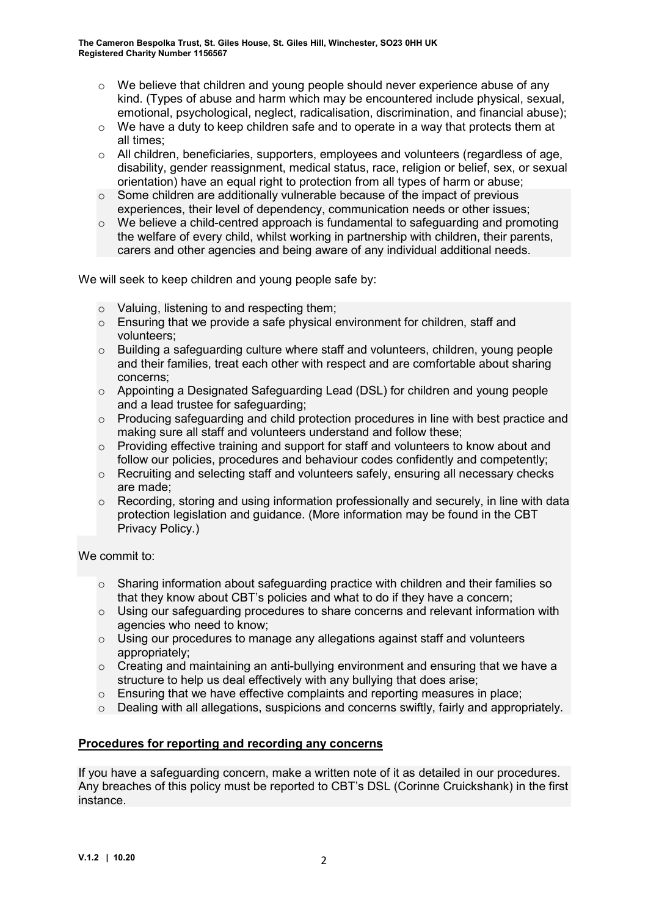- We believe that children and young people should never experience abuse of any kind. (Types of abuse and harm which may be encountered include physical, sexual, emotional, psychological, neglect, radicalisation, discrimination, and financial abuse);
- We have a duty to keep children safe and to operate in a way that protects them at all times;
- All children, beneficiaries, supporters, employees and volunteers (regardless of age, disability, gender reassignment, medical status, race, religion or belief, sex, or sexual orientation) have an equal right to protection from all types of harm or abuse;
- Some children are additionally vulnerable because of the impact of previous experiences, their level of dependency, communication needs or other issues;
- We believe a child-centred approach is fundamental to safeguarding and promoting the welfare of every child, whilst working in partnership with children, their parents, carers and other agencies and being aware of any individual additional needs.

We will seek to keep children and young people safe by:

- Valuing, listening to and respecting them;
- Ensuring that we provide a safe physical environment for children, staff and volunteers;
- Building a safeguarding culture where staff and volunteers, children, young people and their families, treat each other with respect and are comfortable about sharing concerns;
- Appointing a Designated Safeguarding Lead (DSL) for children and young people and a lead trustee for safeguarding;
- Producing safeguarding and child protection procedures in line with best practice and making sure all staff and volunteers understand and follow these;
- Providing effective training and support for staff and volunteers to know about and follow our policies, procedures and behaviour codes confidently and competently;
- Recruiting and selecting staff and volunteers safely, ensuring all necessary checks are made;
- Recording, storing and using information professionally and securely, in line with data protection legislation and guidance. (More information may be found in the CBT Privacy Policy.)

We commit to:

- Sharing information about safeguarding practice with children and their families so that they know about CBT's policies and what to do if they have a concern;
- Using our safeguarding procedures to share concerns and relevant information with agencies who need to know;
- Using our procedures to manage any allegations against staff and volunteers appropriately;
- Creating and maintaining an anti-bullying environment and ensuring that we have a structure to help us deal effectively with any bullying that does arise;
- Ensuring that we have effective complaints and reporting measures in place;
- Dealing with all allegations, suspicions and concerns swiftly, fairly and appropriately.

## Procedures for reporting and recording any concerns

If you have a safeguarding concern, make a written note of it as detailed in our procedures. Any breaches of this policy must be reported to CBT's DSL (Corinne Cruickshank) in the first instance.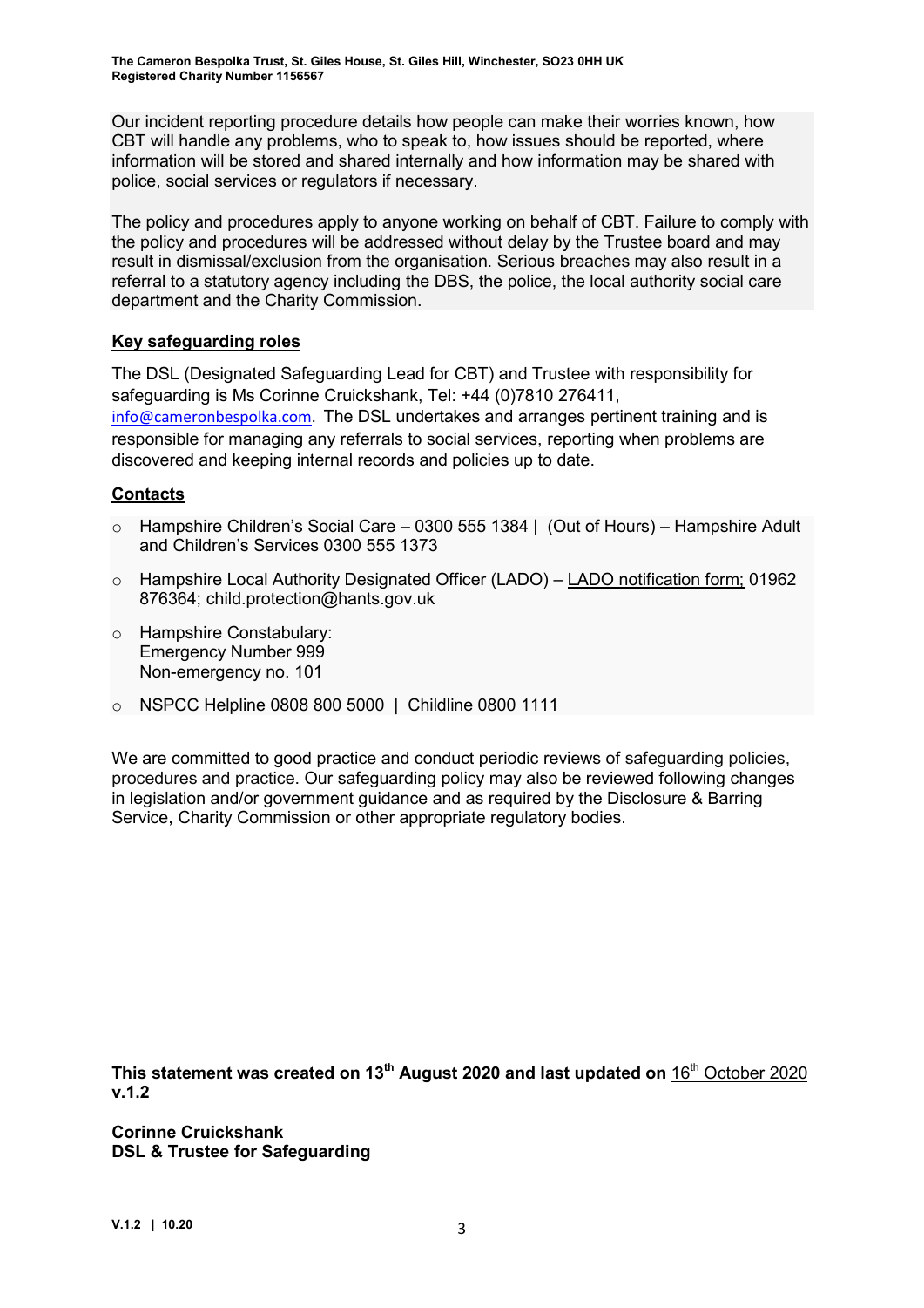Our incident reporting procedure details how people can make their worries known, how CBT will handle any problems, who to speak to, how issues should be reported, where information will be stored and shared internally and how information may be shared with police, social services or regulators if necessary.

The policy and procedures apply to anyone working on behalf of CBT. Failure to comply with the policy and procedures will be addressed without delay by the Trustee board and may result in dismissal/exclusion from the organisation. Serious breaches may also result in a referral to a statutory agency including the DBS, the police, the local authority social care department and the Charity Commission.

## Key safeguarding roles

The DSL (Designated Safeguarding Lead for CBT) and Trustee with responsibility for safeguarding is Ms Corinne Cruickshank, Tel: +44 (0)7810 276411, info@cameronbespolka.com. The DSL undertakes and arranges pertinent training and is responsible for managing any referrals to social services, reporting when problems are discovered and keeping internal records and policies up to date.

## Contacts

- Hampshire Children's Social Care – 0300 555 1384 | (Out of Hours) – Hampshire Adult and Children's Services 0300 555 1373
- Hampshire Local Authority Designated Officer (LADO) – LADO notification form; 01962 876364; child.protection@hants.gov.uk
- Hampshire Constabulary:
  Emergency Number 999
  Non-emergency no. 101
- NSPCC Helpline 0808 800 5000 | Childline 0800 1111

We are committed to good practice and conduct periodic reviews of safeguarding policies, procedures and practice. Our safeguarding policy may also be reviewed following changes in legislation and/or government guidance and as required by the Disclosure & Barring Service, Charity Commission or other appropriate regulatory bodies.

**This statement was created on 13th August 2020 and last updated on** 16th October 2020
**v.1.2**

**Corinne Cruickshank**
**DSL & Trustee for Safeguarding**